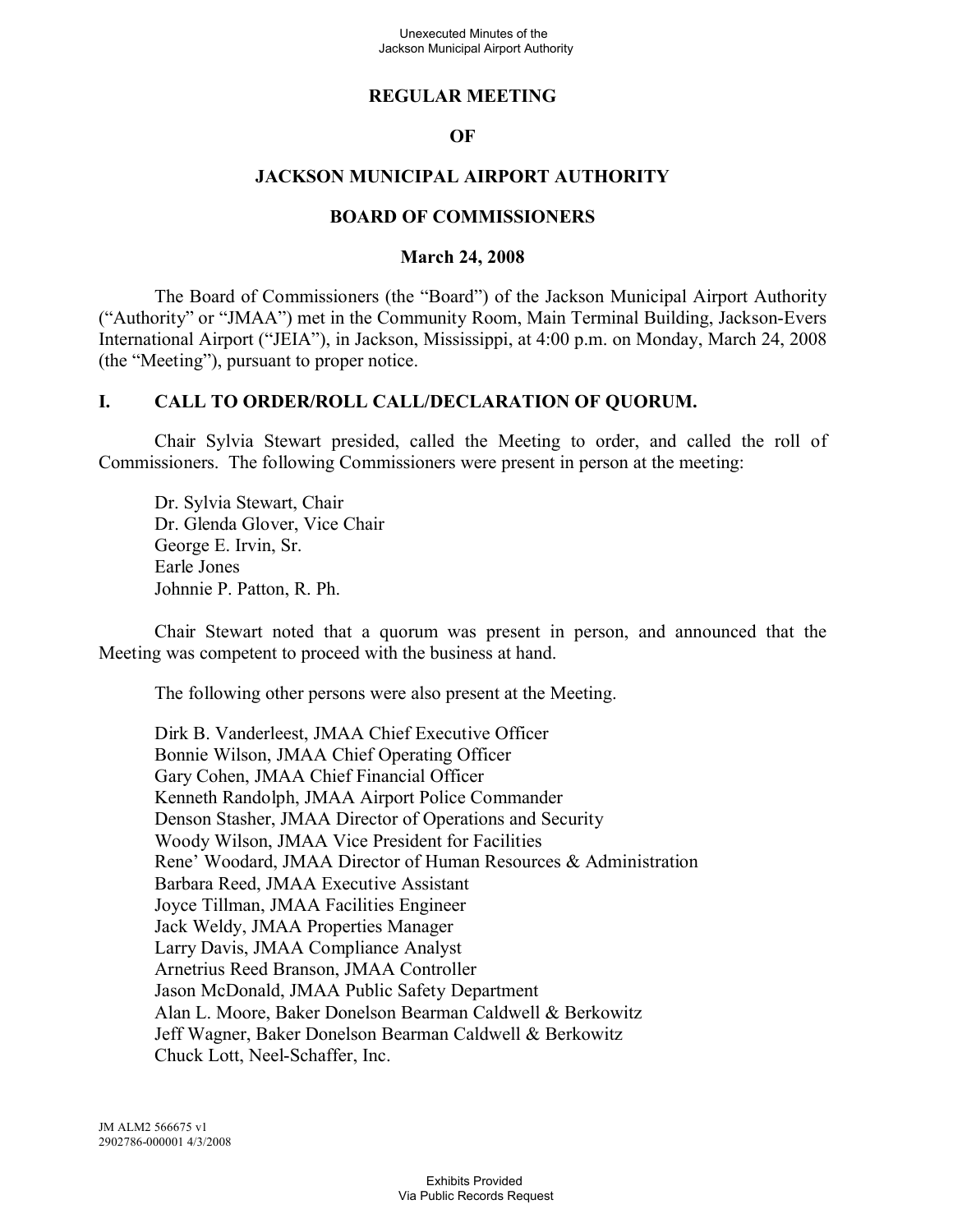# REGULAR MEETING

# OF

# JACKSON MUNICIPAL AIRPORT AUTHORITY

# BOARD OF COMMISSIONERS

## March 24, 2008

The Board of Commissioners (the "Board") of the Jackson Municipal Airport Authority ("Authority" or "JMAA") met in the Community Room, Main Terminal Building, Jackson-Evers International Airport ("JEIA"), in Jackson, Mississippi, at 4:00 p.m. on Monday, March 24, 2008 (the "Meeting"), pursuant to proper notice.

## I. CALL TO ORDER/ROLL CALL/DECLARATION OF QUORUM.

Chair Sylvia Stewart presided, called the Meeting to order, and called the roll of Commissioners. The following Commissioners were present in person at the meeting:

Dr. Sylvia Stewart, Chair
Dr. Glenda Glover, Vice Chair
George E. Irvin, Sr.
Earle Jones
Johnnie P. Patton, R. Ph.

Chair Stewart noted that a quorum was present in person, and announced that the Meeting was competent to proceed with the business at hand.

The following other persons were also present at the Meeting.

Dirk B. Vanderleest, JMAA Chief Executive Officer
Bonnie Wilson, JMAA Chief Operating Officer
Gary Cohen, JMAA Chief Financial Officer
Kenneth Randolph, JMAA Airport Police Commander
Denson Stasher, JMAA Director of Operations and Security
Woody Wilson, JMAA Vice President for Facilities
Rene' Woodard, JMAA Director of Human Resources & Administration
Barbara Reed, JMAA Executive Assistant
Joyce Tillman, JMAA Facilities Engineer
Jack Weldy, JMAA Properties Manager
Larry Davis, JMAA Compliance Analyst
Arnetrius Reed Branson, JMAA Controller
Jason McDonald, JMAA Public Safety Department
Alan L. Moore, Baker Donelson Bearman Caldwell & Berkowitz
Jeff Wagner, Baker Donelson Bearman Caldwell & Berkowitz
Chuck Lott, Neel-Schaffer, Inc.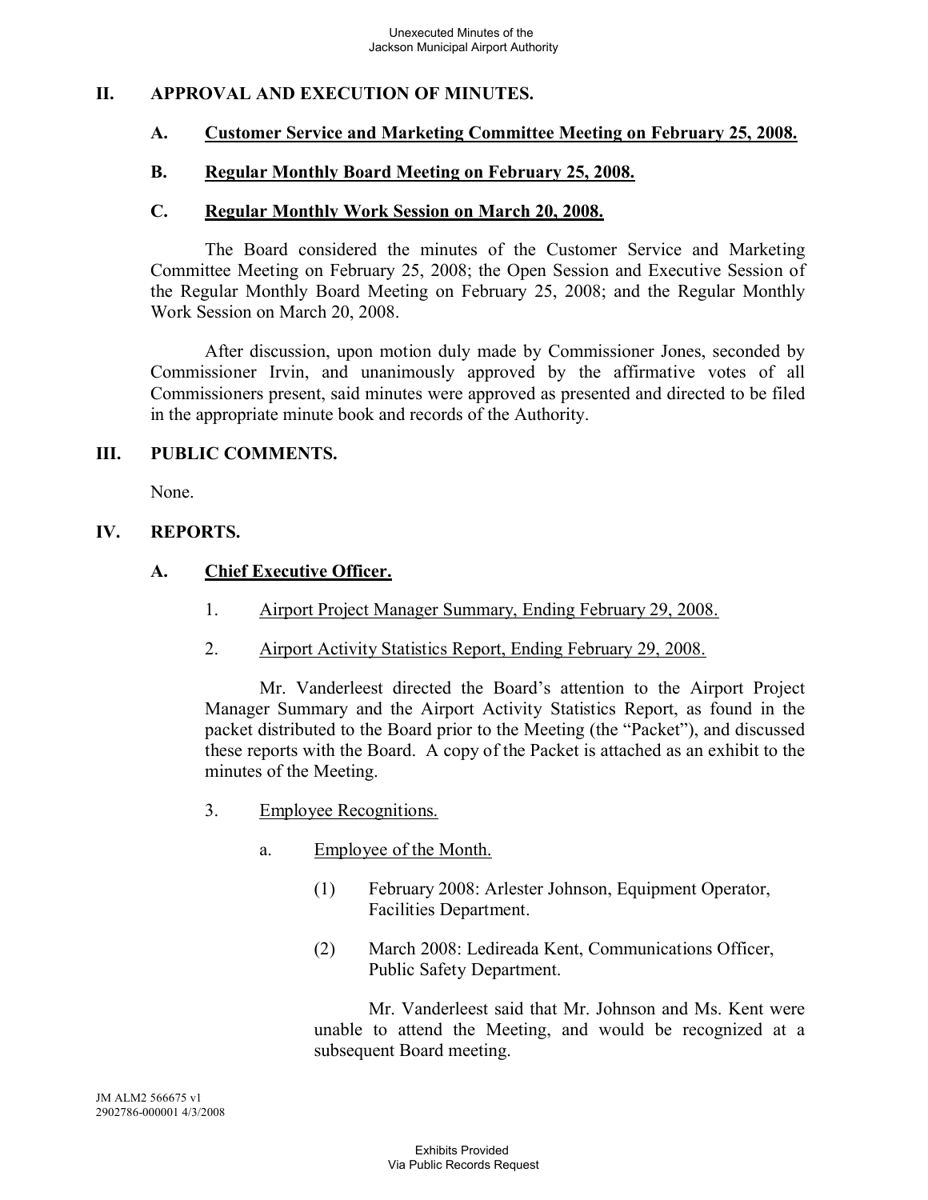## II. APPROVAL AND EXECUTION OF MINUTES.

### A. Customer Service and Marketing Committee Meeting on February 25, 2008.

### B. Regular Monthly Board Meeting on February 25, 2008.

### C. Regular Monthly Work Session on March 20, 2008.

The Board considered the minutes of the Customer Service and Marketing Committee Meeting on February 25, 2008; the Open Session and Executive Session of the Regular Monthly Board Meeting on February 25, 2008; and the Regular Monthly Work Session on March 20, 2008.

After discussion, upon motion duly made by Commissioner Jones, seconded by Commissioner Irvin, and unanimously approved by the affirmative votes of all Commissioners present, said minutes were approved as presented and directed to be filed in the appropriate minute book and records of the Authority.

## III. PUBLIC COMMENTS.

None.

## IV. REPORTS.

### A. Chief Executive Officer.

1. Airport Project Manager Summary, Ending February 29, 2008.

2. Airport Activity Statistics Report, Ending February 29, 2008.

Mr. Vanderleest directed the Board's attention to the Airport Project Manager Summary and the Airport Activity Statistics Report, as found in the packet distributed to the Board prior to the Meeting (the "Packet"), and discussed these reports with the Board. A copy of the Packet is attached as an exhibit to the minutes of the Meeting.

3. Employee Recognitions.

   a. Employee of the Month.

      (1) February 2008: Arlester Johnson, Equipment Operator, Facilities Department.

      (2) March 2008: Ledireada Kent, Communications Officer, Public Safety Department.

      Mr. Vanderleest said that Mr. Johnson and Ms. Kent were unable to attend the Meeting, and would be recognized at a subsequent Board meeting.

JM ALM2 566675 v1
2902786-000001 4/3/2008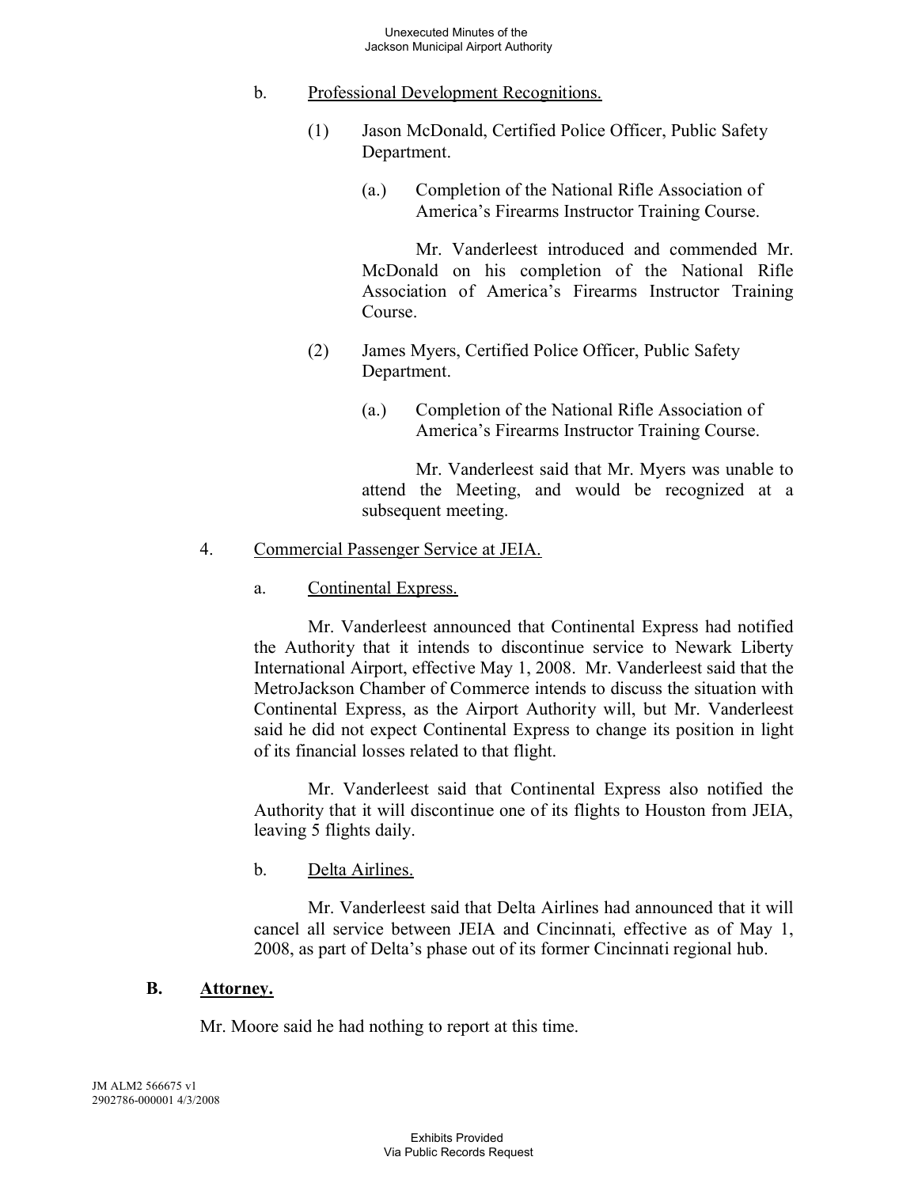b. Professional Development Recognitions.

(1) Jason McDonald, Certified Police Officer, Public Safety Department.

(a.) Completion of the National Rifle Association of America's Firearms Instructor Training Course.

Mr. Vanderleest introduced and commended Mr. McDonald on his completion of the National Rifle Association of America's Firearms Instructor Training Course.

(2) James Myers, Certified Police Officer, Public Safety Department.

(a.) Completion of the National Rifle Association of America's Firearms Instructor Training Course.

Mr. Vanderleest said that Mr. Myers was unable to attend the Meeting, and would be recognized at a subsequent meeting.

4. Commercial Passenger Service at JEIA.

a. Continental Express.

Mr. Vanderleest announced that Continental Express had notified the Authority that it intends to discontinue service to Newark Liberty International Airport, effective May 1, 2008. Mr. Vanderleest said that the MetroJackson Chamber of Commerce intends to discuss the situation with Continental Express, as the Airport Authority will, but Mr. Vanderleest said he did not expect Continental Express to change its position in light of its financial losses related to that flight.

Mr. Vanderleest said that Continental Express also notified the Authority that it will discontinue one of its flights to Houston from JEIA, leaving 5 flights daily.

b. Delta Airlines.

Mr. Vanderleest said that Delta Airlines had announced that it will cancel all service between JEIA and Cincinnati, effective as of May 1, 2008, as part of Delta's phase out of its former Cincinnati regional hub.

## B. Attorney.

Mr. Moore said he had nothing to report at this time.

JM ALM2 566675 v1
2902786-000001 4/3/2008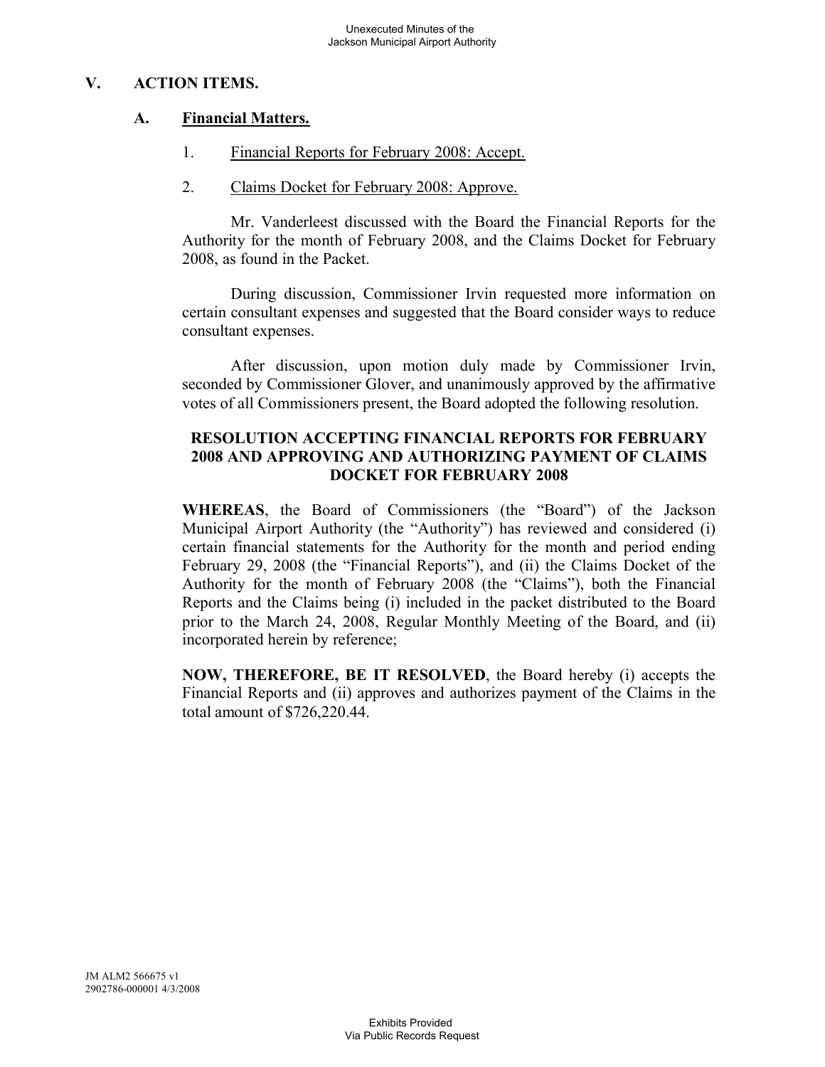## V. ACTION ITEMS.

### A. Financial Matters.

1. Financial Reports for February 2008: Accept.

2. Claims Docket for February 2008: Approve.

Mr. Vanderleest discussed with the Board the Financial Reports for the Authority for the month of February 2008, and the Claims Docket for February 2008, as found in the Packet.

During discussion, Commissioner Irvin requested more information on certain consultant expenses and suggested that the Board consider ways to reduce consultant expenses.

After discussion, upon motion duly made by Commissioner Irvin, seconded by Commissioner Glover, and unanimously approved by the affirmative votes of all Commissioners present, the Board adopted the following resolution.

**RESOLUTION ACCEPTING FINANCIAL REPORTS FOR FEBRUARY 2008 AND APPROVING AND AUTHORIZING PAYMENT OF CLAIMS DOCKET FOR FEBRUARY 2008**

**WHEREAS**, the Board of Commissioners (the "Board") of the Jackson Municipal Airport Authority (the "Authority") has reviewed and considered (i) certain financial statements for the Authority for the month and period ending February 29, 2008 (the "Financial Reports"), and (ii) the Claims Docket of the Authority for the month of February 2008 (the "Claims"), both the Financial Reports and the Claims being (i) included in the packet distributed to the Board prior to the March 24, 2008, Regular Monthly Meeting of the Board, and (ii) incorporated herein by reference;

**NOW, THEREFORE, BE IT RESOLVED**, the Board hereby (i) accepts the Financial Reports and (ii) approves and authorizes payment of the Claims in the total amount of $726,220.44.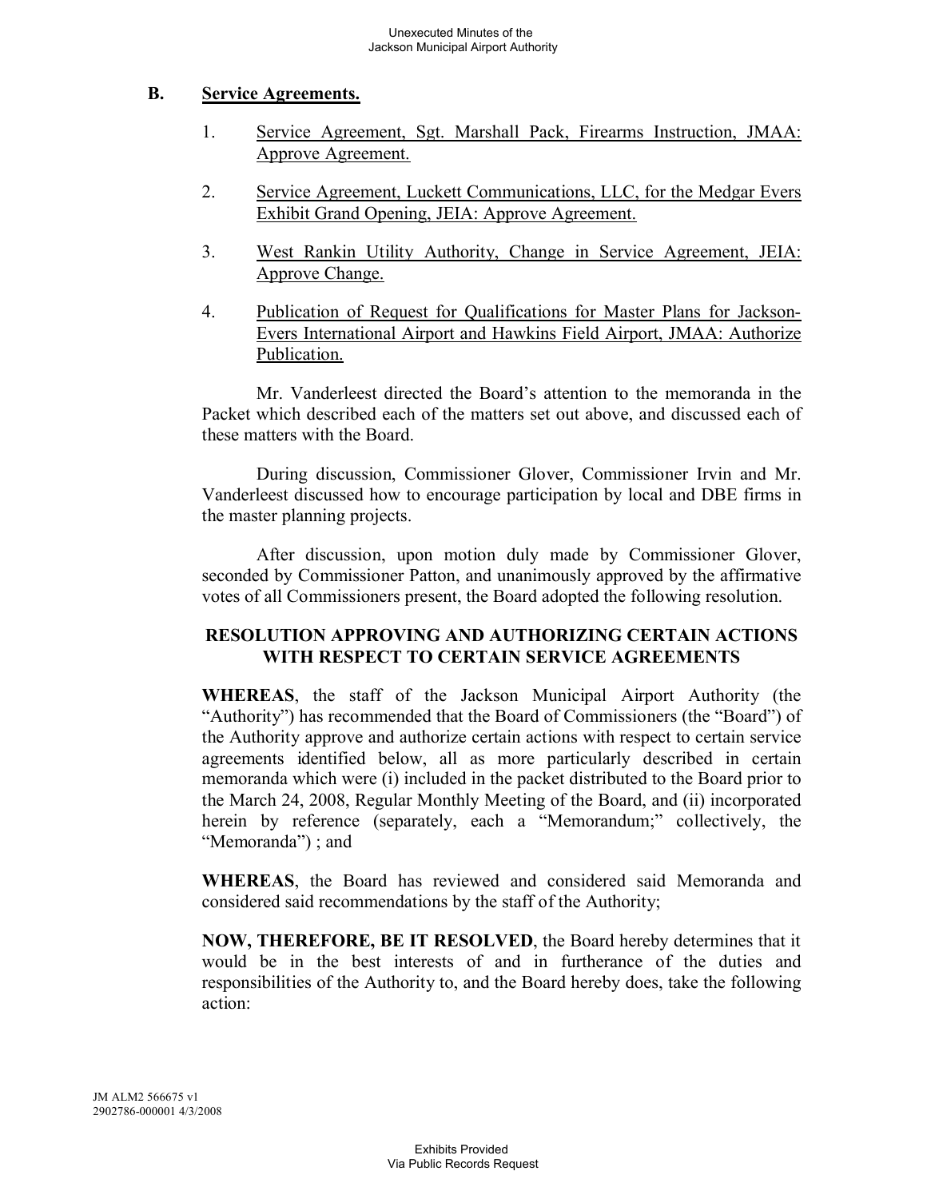## B. Service Agreements.

1. Service Agreement, Sgt. Marshall Pack, Firearms Instruction, JMAA: Approve Agreement.

2. Service Agreement, Luckett Communications, LLC, for the Medgar Evers Exhibit Grand Opening, JEIA: Approve Agreement.

3. West Rankin Utility Authority, Change in Service Agreement, JEIA: Approve Change.

4. Publication of Request for Qualifications for Master Plans for Jackson-Evers International Airport and Hawkins Field Airport, JMAA: Authorize Publication.

Mr. Vanderleest directed the Board's attention to the memoranda in the Packet which described each of the matters set out above, and discussed each of these matters with the Board.

During discussion, Commissioner Glover, Commissioner Irvin and Mr. Vanderleest discussed how to encourage participation by local and DBE firms in the master planning projects.

After discussion, upon motion duly made by Commissioner Glover, seconded by Commissioner Patton, and unanimously approved by the affirmative votes of all Commissioners present, the Board adopted the following resolution.

**RESOLUTION APPROVING AND AUTHORIZING CERTAIN ACTIONS WITH RESPECT TO CERTAIN SERVICE AGREEMENTS**

**WHEREAS**, the staff of the Jackson Municipal Airport Authority (the "Authority") has recommended that the Board of Commissioners (the "Board") of the Authority approve and authorize certain actions with respect to certain service agreements identified below, all as more particularly described in certain memoranda which were (i) included in the packet distributed to the Board prior to the March 24, 2008, Regular Monthly Meeting of the Board, and (ii) incorporated herein by reference (separately, each a "Memorandum;" collectively, the "Memoranda") ; and

**WHEREAS**, the Board has reviewed and considered said Memoranda and considered said recommendations by the staff of the Authority;

**NOW, THEREFORE, BE IT RESOLVED**, the Board hereby determines that it would be in the best interests of and in furtherance of the duties and responsibilities of the Authority to, and the Board hereby does, take the following action: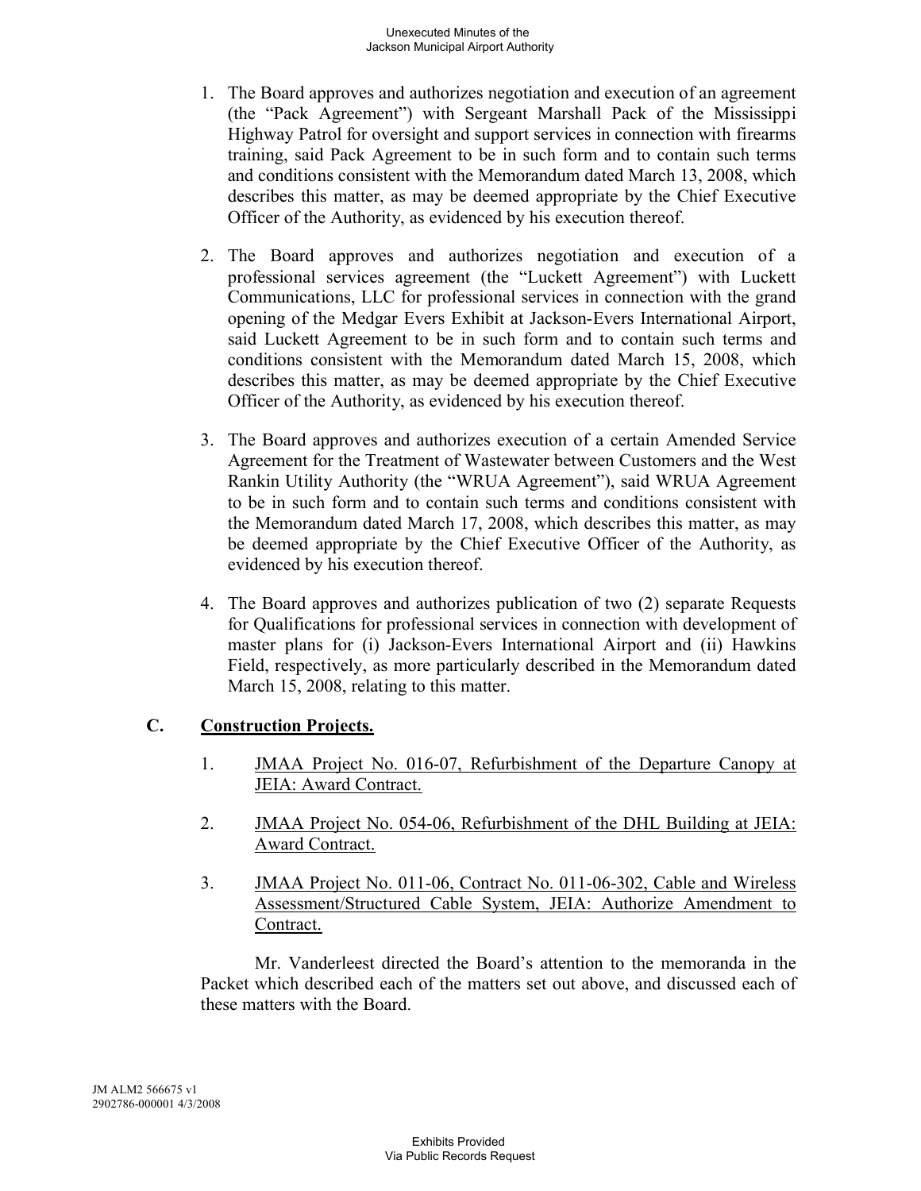1. The Board approves and authorizes negotiation and execution of an agreement (the "Pack Agreement") with Sergeant Marshall Pack of the Mississippi Highway Patrol for oversight and support services in connection with firearms training, said Pack Agreement to be in such form and to contain such terms and conditions consistent with the Memorandum dated March 13, 2008, which describes this matter, as may be deemed appropriate by the Chief Executive Officer of the Authority, as evidenced by his execution thereof.

2. The Board approves and authorizes negotiation and execution of a professional services agreement (the "Luckett Agreement") with Luckett Communications, LLC for professional services in connection with the grand opening of the Medgar Evers Exhibit at Jackson-Evers International Airport, said Luckett Agreement to be in such form and to contain such terms and conditions consistent with the Memorandum dated March 15, 2008, which describes this matter, as may be deemed appropriate by the Chief Executive Officer of the Authority, as evidenced by his execution thereof.

3. The Board approves and authorizes execution of a certain Amended Service Agreement for the Treatment of Wastewater between Customers and the West Rankin Utility Authority (the "WRUA Agreement"), said WRUA Agreement to be in such form and to contain such terms and conditions consistent with the Memorandum dated March 17, 2008, which describes this matter, as may be deemed appropriate by the Chief Executive Officer of the Authority, as evidenced by his execution thereof.

4. The Board approves and authorizes publication of two (2) separate Requests for Qualifications for professional services in connection with development of master plans for (i) Jackson-Evers International Airport and (ii) Hawkins Field, respectively, as more particularly described in the Memorandum dated March 15, 2008, relating to this matter.

## C. Construction Projects.

1. JMAA Project No. 016-07, Refurbishment of the Departure Canopy at JEIA: Award Contract.

2. JMAA Project No. 054-06, Refurbishment of the DHL Building at JEIA: Award Contract.

3. JMAA Project No. 011-06, Contract No. 011-06-302, Cable and Wireless Assessment/Structured Cable System, JEIA: Authorize Amendment to Contract.

Mr. Vanderleest directed the Board's attention to the memoranda in the Packet which described each of the matters set out above, and discussed each of these matters with the Board.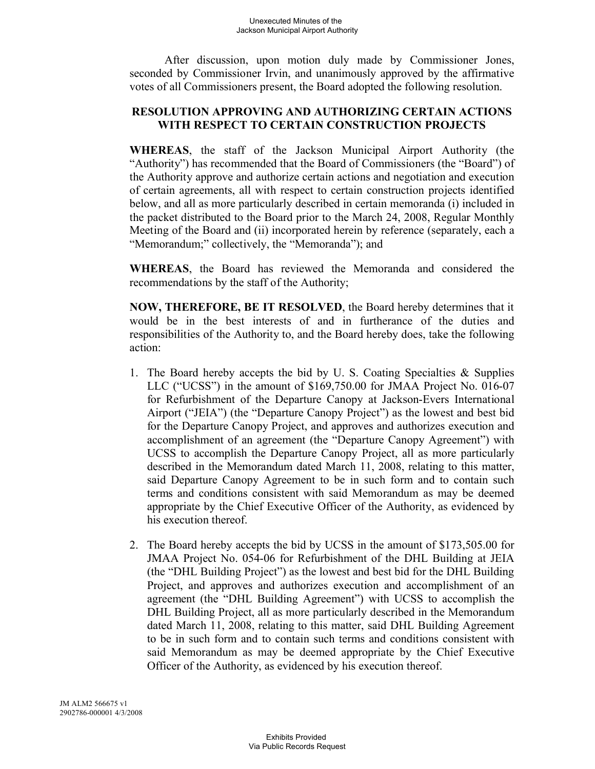After discussion, upon motion duly made by Commissioner Jones, seconded by Commissioner Irvin, and unanimously approved by the affirmative votes of all Commissioners present, the Board adopted the following resolution.

**RESOLUTION APPROVING AND AUTHORIZING CERTAIN ACTIONS WITH RESPECT TO CERTAIN CONSTRUCTION PROJECTS**

**WHEREAS**, the staff of the Jackson Municipal Airport Authority (the "Authority") has recommended that the Board of Commissioners (the "Board") of the Authority approve and authorize certain actions and negotiation and execution of certain agreements, all with respect to certain construction projects identified below, and all as more particularly described in certain memoranda (i) included in the packet distributed to the Board prior to the March 24, 2008, Regular Monthly Meeting of the Board and (ii) incorporated herein by reference (separately, each a "Memorandum;" collectively, the "Memoranda"); and

**WHEREAS**, the Board has reviewed the Memoranda and considered the recommendations by the staff of the Authority;

**NOW, THEREFORE, BE IT RESOLVED**, the Board hereby determines that it would be in the best interests of and in furtherance of the duties and responsibilities of the Authority to, and the Board hereby does, take the following action:

1. The Board hereby accepts the bid by U. S. Coating Specialties & Supplies LLC ("UCSS") in the amount of $169,750.00 for JMAA Project No. 016-07 for Refurbishment of the Departure Canopy at Jackson-Evers International Airport ("JEIA") (the "Departure Canopy Project") as the lowest and best bid for the Departure Canopy Project, and approves and authorizes execution and accomplishment of an agreement (the "Departure Canopy Agreement") with UCSS to accomplish the Departure Canopy Project, all as more particularly described in the Memorandum dated March 11, 2008, relating to this matter, said Departure Canopy Agreement to be in such form and to contain such terms and conditions consistent with said Memorandum as may be deemed appropriate by the Chief Executive Officer of the Authority, as evidenced by his execution thereof.

2. The Board hereby accepts the bid by UCSS in the amount of $173,505.00 for JMAA Project No. 054-06 for Refurbishment of the DHL Building at JEIA (the "DHL Building Project") as the lowest and best bid for the DHL Building Project, and approves and authorizes execution and accomplishment of an agreement (the "DHL Building Agreement") with UCSS to accomplish the DHL Building Project, all as more particularly described in the Memorandum dated March 11, 2008, relating to this matter, said DHL Building Agreement to be in such form and to contain such terms and conditions consistent with said Memorandum as may be deemed appropriate by the Chief Executive Officer of the Authority, as evidenced by his execution thereof.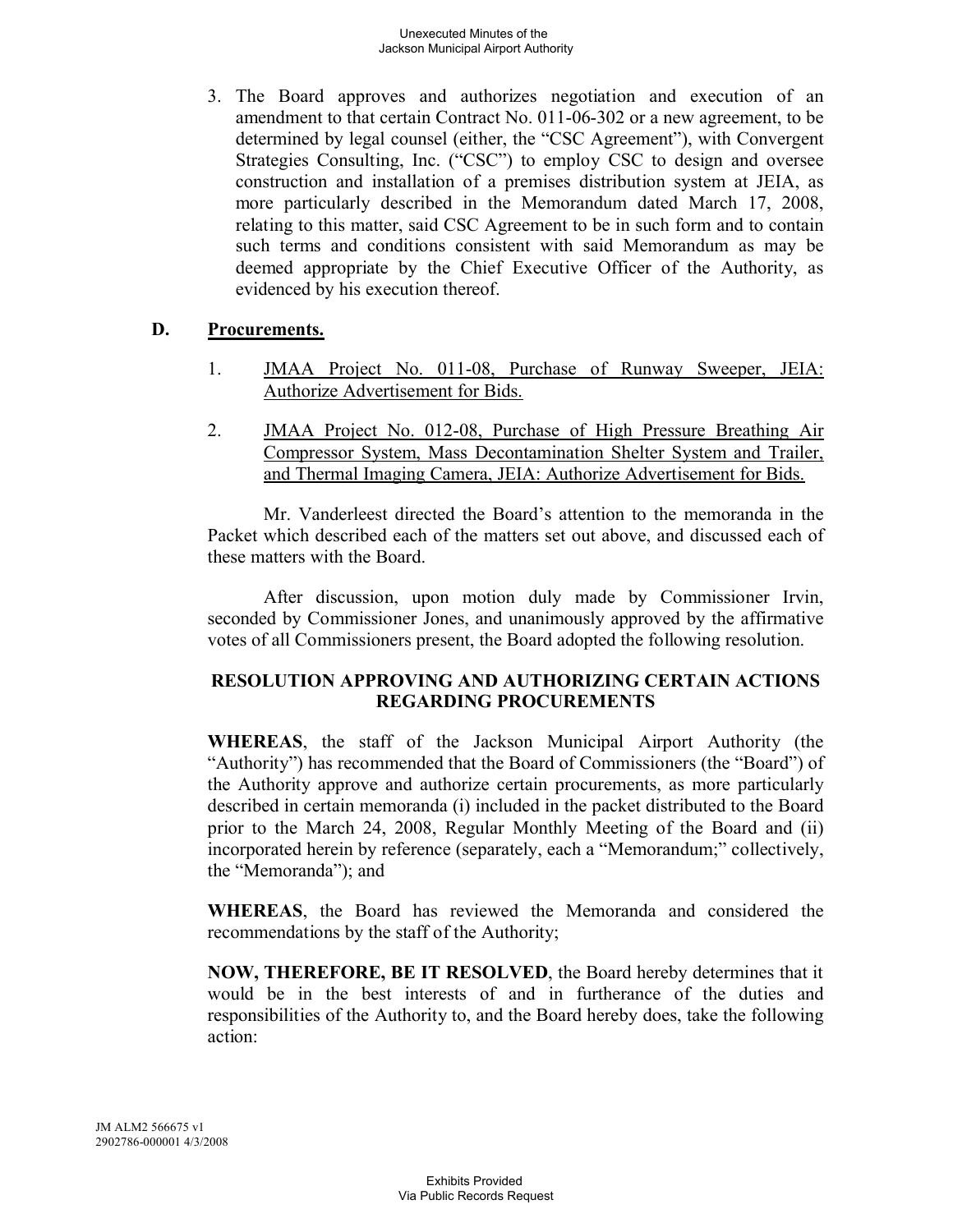3. The Board approves and authorizes negotiation and execution of an amendment to that certain Contract No. 011-06-302 or a new agreement, to be determined by legal counsel (either, the "CSC Agreement"), with Convergent Strategies Consulting, Inc. ("CSC") to employ CSC to design and oversee construction and installation of a premises distribution system at JEIA, as more particularly described in the Memorandum dated March 17, 2008, relating to this matter, said CSC Agreement to be in such form and to contain such terms and conditions consistent with said Memorandum as may be deemed appropriate by the Chief Executive Officer of the Authority, as evidenced by his execution thereof.

## D. Procurements.

1. JMAA Project No. 011-08, Purchase of Runway Sweeper, JEIA: Authorize Advertisement for Bids.

2. JMAA Project No. 012-08, Purchase of High Pressure Breathing Air Compressor System, Mass Decontamination Shelter System and Trailer, and Thermal Imaging Camera, JEIA: Authorize Advertisement for Bids.

Mr. Vanderleest directed the Board's attention to the memoranda in the Packet which described each of the matters set out above, and discussed each of these matters with the Board.

After discussion, upon motion duly made by Commissioner Irvin, seconded by Commissioner Jones, and unanimously approved by the affirmative votes of all Commissioners present, the Board adopted the following resolution.

**RESOLUTION APPROVING AND AUTHORIZING CERTAIN ACTIONS REGARDING PROCUREMENTS**

**WHEREAS**, the staff of the Jackson Municipal Airport Authority (the "Authority") has recommended that the Board of Commissioners (the "Board") of the Authority approve and authorize certain procurements, as more particularly described in certain memoranda (i) included in the packet distributed to the Board prior to the March 24, 2008, Regular Monthly Meeting of the Board and (ii) incorporated herein by reference (separately, each a "Memorandum;" collectively, the "Memoranda"); and

**WHEREAS**, the Board has reviewed the Memoranda and considered the recommendations by the staff of the Authority;

**NOW, THEREFORE, BE IT RESOLVED**, the Board hereby determines that it would be in the best interests of and in furtherance of the duties and responsibilities of the Authority to, and the Board hereby does, take the following action: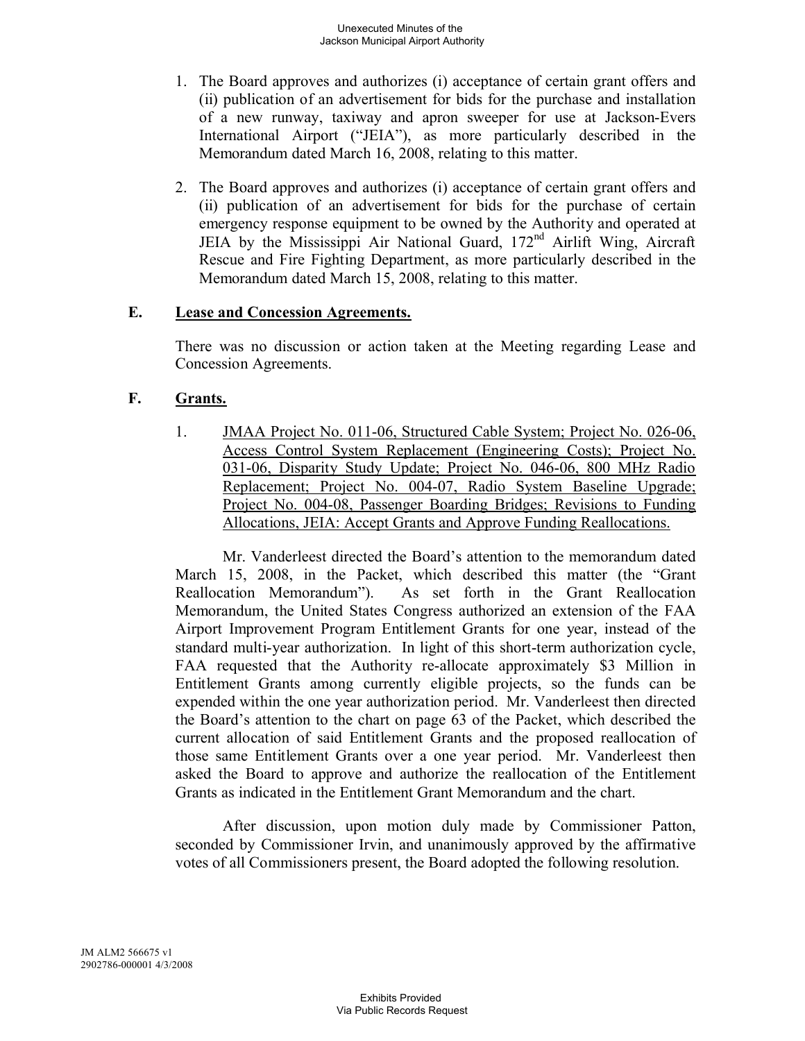1. The Board approves and authorizes (i) acceptance of certain grant offers and (ii) publication of an advertisement for bids for the purchase and installation of a new runway, taxiway and apron sweeper for use at Jackson-Evers International Airport ("JEIA"), as more particularly described in the Memorandum dated March 16, 2008, relating to this matter.

2. The Board approves and authorizes (i) acceptance of certain grant offers and (ii) publication of an advertisement for bids for the purchase of certain emergency response equipment to be owned by the Authority and operated at JEIA by the Mississippi Air National Guard, 172nd Airlift Wing, Aircraft Rescue and Fire Fighting Department, as more particularly described in the Memorandum dated March 15, 2008, relating to this matter.

## E. Lease and Concession Agreements.

There was no discussion or action taken at the Meeting regarding Lease and Concession Agreements.

## F. Grants.

1. JMAA Project No. 011-06, Structured Cable System; Project No. 026-06, Access Control System Replacement (Engineering Costs); Project No. 031-06, Disparity Study Update; Project No. 046-06, 800 MHz Radio Replacement; Project No. 004-07, Radio System Baseline Upgrade; Project No. 004-08, Passenger Boarding Bridges; Revisions to Funding Allocations, JEIA: Accept Grants and Approve Funding Reallocations.

Mr. Vanderleest directed the Board's attention to the memorandum dated March 15, 2008, in the Packet, which described this matter (the "Grant Reallocation Memorandum"). As set forth in the Grant Reallocation Memorandum, the United States Congress authorized an extension of the FAA Airport Improvement Program Entitlement Grants for one year, instead of the standard multi-year authorization. In light of this short-term authorization cycle, FAA requested that the Authority re-allocate approximately $3 Million in Entitlement Grants among currently eligible projects, so the funds can be expended within the one year authorization period. Mr. Vanderleest then directed the Board's attention to the chart on page 63 of the Packet, which described the current allocation of said Entitlement Grants and the proposed reallocation of those same Entitlement Grants over a one year period. Mr. Vanderleest then asked the Board to approve and authorize the reallocation of the Entitlement Grants as indicated in the Entitlement Grant Memorandum and the chart.

After discussion, upon motion duly made by Commissioner Patton, seconded by Commissioner Irvin, and unanimously approved by the affirmative votes of all Commissioners present, the Board adopted the following resolution.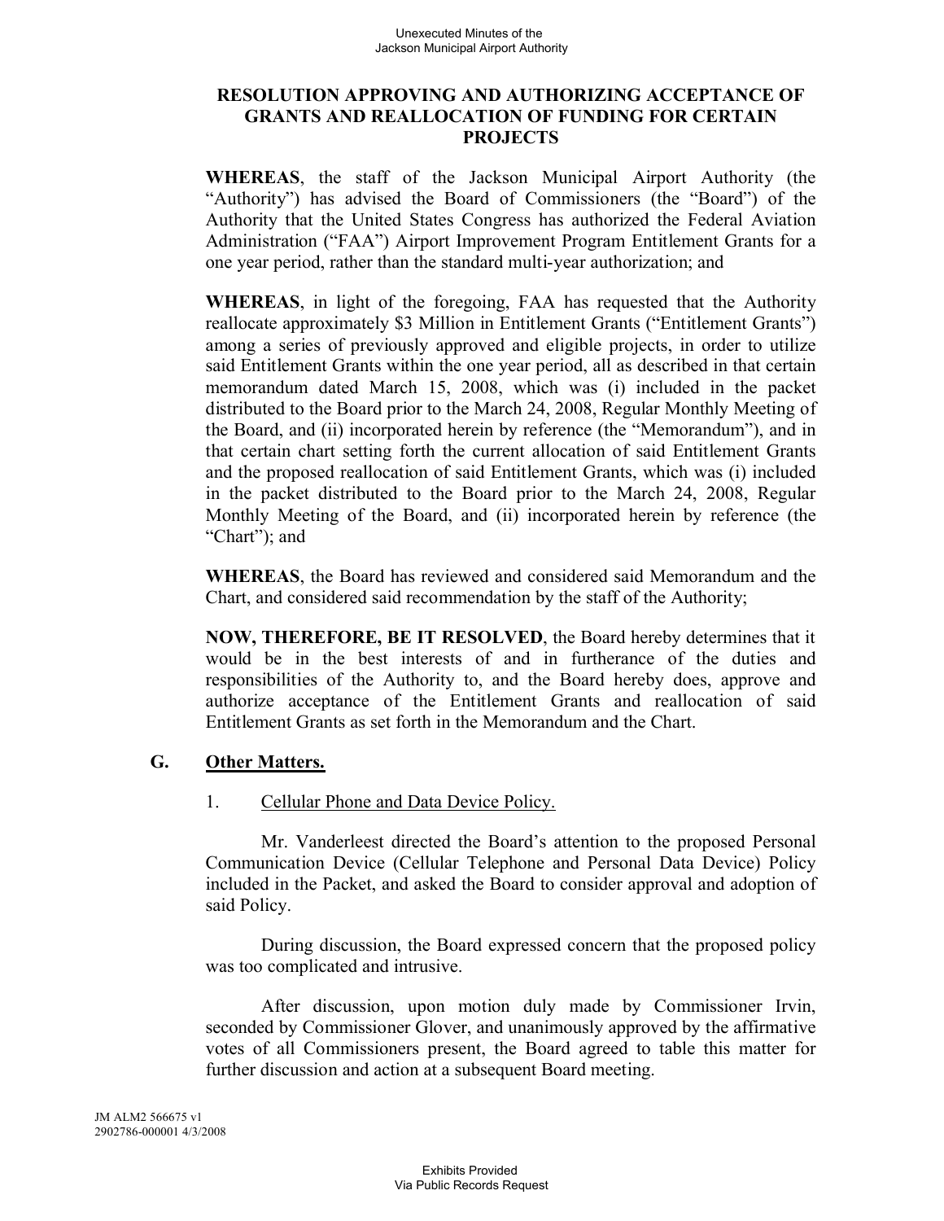**RESOLUTION APPROVING AND AUTHORIZING ACCEPTANCE OF GRANTS AND REALLOCATION OF FUNDING FOR CERTAIN PROJECTS**

**WHEREAS**, the staff of the Jackson Municipal Airport Authority (the "Authority") has advised the Board of Commissioners (the "Board") of the Authority that the United States Congress has authorized the Federal Aviation Administration ("FAA") Airport Improvement Program Entitlement Grants for a one year period, rather than the standard multi-year authorization; and

**WHEREAS**, in light of the foregoing, FAA has requested that the Authority reallocate approximately $3 Million in Entitlement Grants ("Entitlement Grants") among a series of previously approved and eligible projects, in order to utilize said Entitlement Grants within the one year period, all as described in that certain memorandum dated March 15, 2008, which was (i) included in the packet distributed to the Board prior to the March 24, 2008, Regular Monthly Meeting of the Board, and (ii) incorporated herein by reference (the "Memorandum"), and in that certain chart setting forth the current allocation of said Entitlement Grants and the proposed reallocation of said Entitlement Grants, which was (i) included in the packet distributed to the Board prior to the March 24, 2008, Regular Monthly Meeting of the Board, and (ii) incorporated herein by reference (the "Chart"); and

**WHEREAS**, the Board has reviewed and considered said Memorandum and the Chart, and considered said recommendation by the staff of the Authority;

**NOW, THEREFORE, BE IT RESOLVED**, the Board hereby determines that it would be in the best interests of and in furtherance of the duties and responsibilities of the Authority to, and the Board hereby does, approve and authorize acceptance of the Entitlement Grants and reallocation of said Entitlement Grants as set forth in the Memorandum and the Chart.

## G. Other Matters.

1. Cellular Phone and Data Device Policy.

Mr. Vanderleest directed the Board's attention to the proposed Personal Communication Device (Cellular Telephone and Personal Data Device) Policy included in the Packet, and asked the Board to consider approval and adoption of said Policy.

During discussion, the Board expressed concern that the proposed policy was too complicated and intrusive.

After discussion, upon motion duly made by Commissioner Irvin, seconded by Commissioner Glover, and unanimously approved by the affirmative votes of all Commissioners present, the Board agreed to table this matter for further discussion and action at a subsequent Board meeting.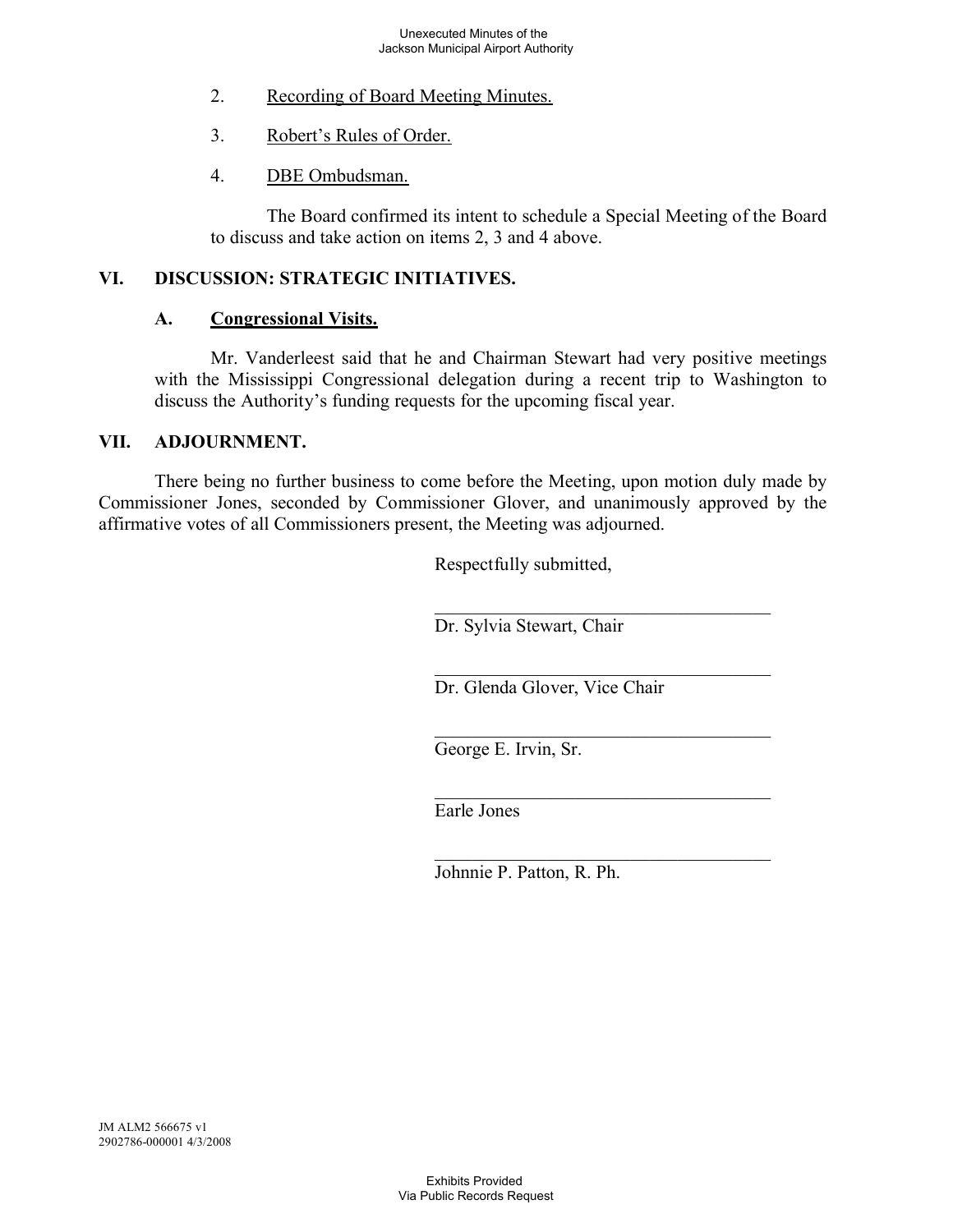2. Recording of Board Meeting Minutes.

3. Robert's Rules of Order.

4. DBE Ombudsman.

The Board confirmed its intent to schedule a Special Meeting of the Board to discuss and take action on items 2, 3 and 4 above.

## VI. DISCUSSION: STRATEGIC INITIATIVES.

### A. Congressional Visits.

Mr. Vanderleest said that he and Chairman Stewart had very positive meetings with the Mississippi Congressional delegation during a recent trip to Washington to discuss the Authority's funding requests for the upcoming fiscal year.

## VII. ADJOURNMENT.

There being no further business to come before the Meeting, upon motion duly made by Commissioner Jones, seconded by Commissioner Glover, and unanimously approved by the affirmative votes of all Commissioners present, the Meeting was adjourned.

Respectfully submitted,

\_\_\_\_\_\_\_\_\_\_\_\_\_\_\_\_\_\_\_\_\_\_\_\_\_\_\_\_\_\_\_\_\_\_\_\_
Dr. Sylvia Stewart, Chair

\_\_\_\_\_\_\_\_\_\_\_\_\_\_\_\_\_\_\_\_\_\_\_\_\_\_\_\_\_\_\_\_\_\_\_\_
Dr. Glenda Glover, Vice Chair

\_\_\_\_\_\_\_\_\_\_\_\_\_\_\_\_\_\_\_\_\_\_\_\_\_\_\_\_\_\_\_\_\_\_\_\_
George E. Irvin, Sr.

\_\_\_\_\_\_\_\_\_\_\_\_\_\_\_\_\_\_\_\_\_\_\_\_\_\_\_\_\_\_\_\_\_\_\_\_
Earle Jones

\_\_\_\_\_\_\_\_\_\_\_\_\_\_\_\_\_\_\_\_\_\_\_\_\_\_\_\_\_\_\_\_\_\_\_\_
Johnnie P. Patton, R. Ph.

JM ALM2 566675 v1
2902786-000001 4/3/2008